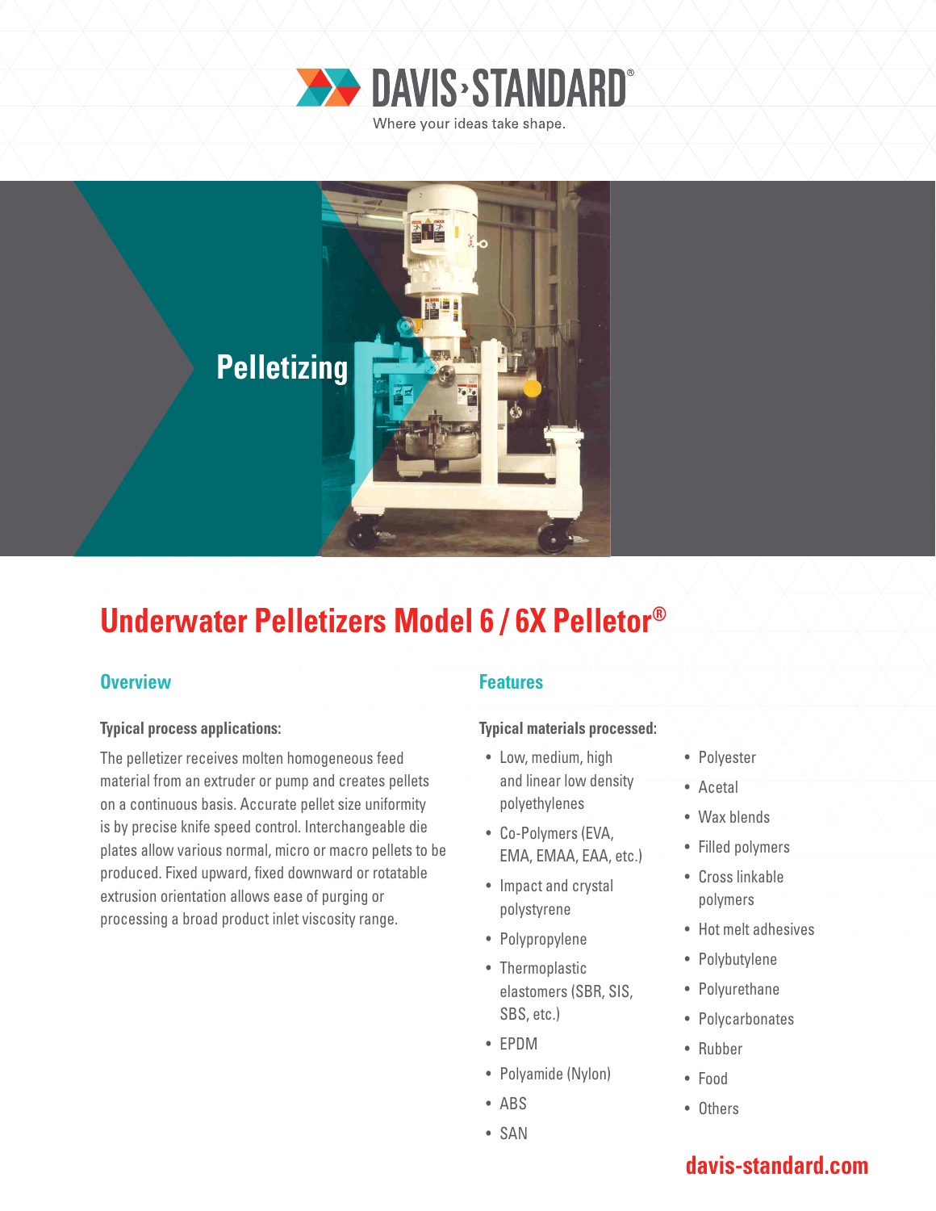DAVIS-STANDARD®

Where your ideas take shape.

Pelletizing

# Underwater Pelletizers Model 6 / 6X Pelletor®

## Overview

**Typical process applications:**

The pelletizer receives molten homogeneous feed material from an extruder or pump and creates pellets on a continuous basis. Accurate pellet size uniformity is by precise knife speed control. Interchangeable die plates allow various normal, micro or macro pellets to be produced. Fixed upward, fixed downward or rotatable extrusion orientation allows ease of purging or processing a broad product inlet viscosity range.

## Features

**Typical materials processed:**

- Low, medium, high and linear low density polyethylenes
- Co-Polymers (EVA, EMA, EMAA, EAA, etc.)
- Impact and crystal polystyrene
- Polypropylene
- Thermoplastic elastomers (SBR, SIS, SBS, etc.)
- EPDM
- Polyamide (Nylon)
- ABS
- SAN
- Polyester
- Acetal
- Wax blends
- Filled polymers
- Cross linkable polymers
- Hot melt adhesives
- Polybutylene
- Polyurethane
- Polycarbonates
- Rubber
- Food
- Others

davis-standard.com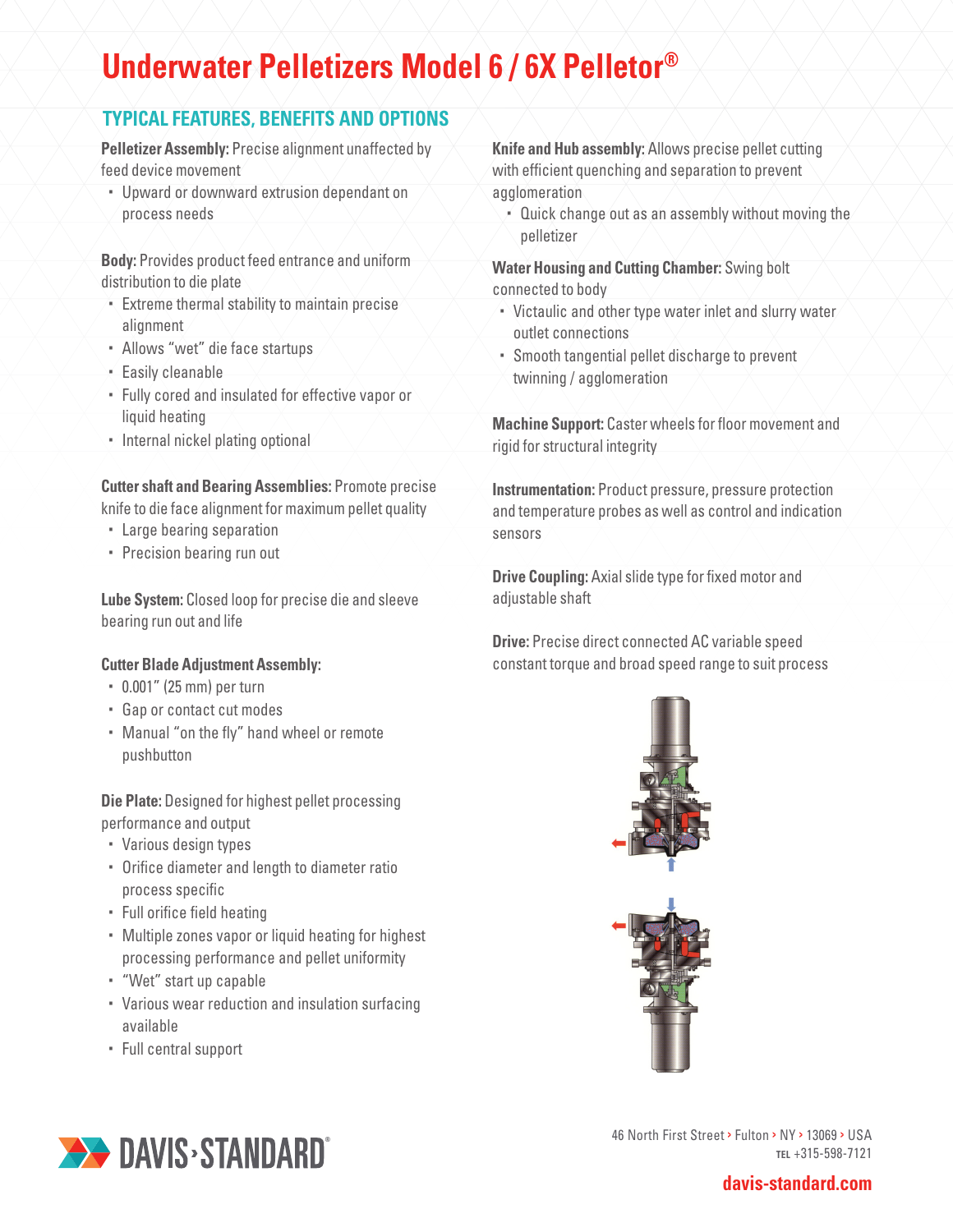# Underwater Pelletizers Model 6 / 6X Pelletor®

## TYPICAL FEATURES, BENEFITS AND OPTIONS

**Pelletizer Assembly:** Precise alignment unaffected by feed device movement

- Upward or downward extrusion dependant on process needs

**Body:** Provides product feed entrance and uniform distribution to die plate

- Extreme thermal stability to maintain precise alignment
- Allows "wet" die face startups
- Easily cleanable
- Fully cored and insulated for effective vapor or liquid heating
- Internal nickel plating optional

**Cutter shaft and Bearing Assemblies:** Promote precise knife to die face alignment for maximum pellet quality

- Large bearing separation
- Precision bearing run out

**Lube System:** Closed loop for precise die and sleeve bearing run out and life

**Cutter Blade Adjustment Assembly:**

- 0.001" (25 mm) per turn
- Gap or contact cut modes
- Manual "on the fly" hand wheel or remote pushbutton

**Die Plate:** Designed for highest pellet processing performance and output

- Various design types
- Orifice diameter and length to diameter ratio process specific
- Full orifice field heating
- Multiple zones vapor or liquid heating for highest processing performance and pellet uniformity
- "Wet" start up capable
- Various wear reduction and insulation surfacing available
- Full central support

**Knife and Hub assembly:** Allows precise pellet cutting with efficient quenching and separation to prevent agglomeration

- Quick change out as an assembly without moving the pelletizer

**Water Housing and Cutting Chamber:** Swing bolt connected to body

- Victaulic and other type water inlet and slurry water outlet connections
- Smooth tangential pellet discharge to prevent twinning / agglomeration

**Machine Support:** Caster wheels for floor movement and rigid for structural integrity

**Instrumentation:** Product pressure, pressure protection and temperature probes as well as control and indication sensors

**Drive Coupling:** Axial slide type for fixed motor and adjustable shaft

**Drive:** Precise direct connected AC variable speed constant torque and broad speed range to suit process

DAVIS-STANDARD®

46 North First Street › Fulton › NY › 13069 › USA
TEL +315-598-7121

davis-standard.com